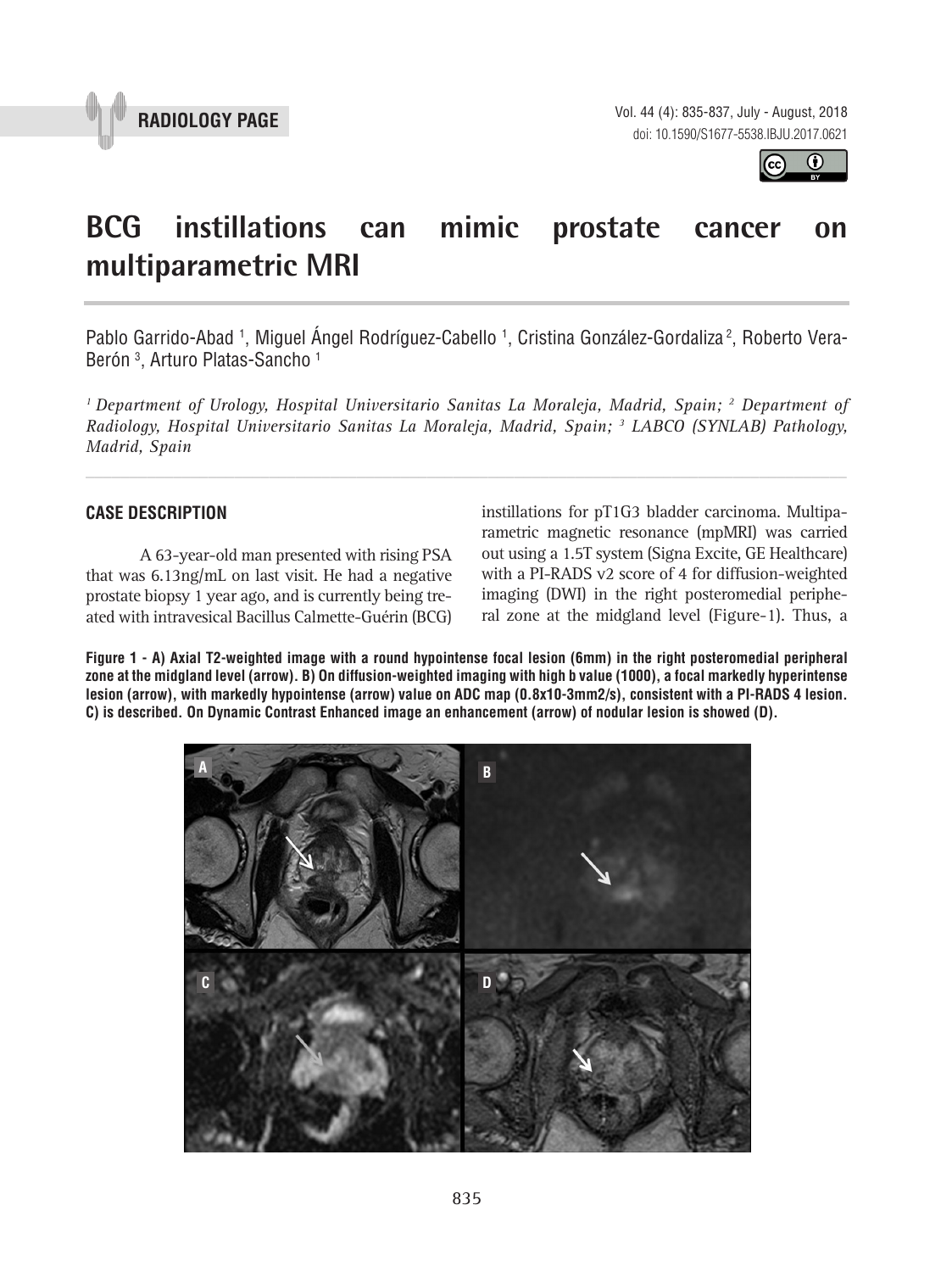RADIOLOGY PAGE

# BCG instillations can mimic prostate cancer on multiparametric MRI

Pablo Garrido-Abad [1], Miguel Ángel Rodríguez-Cabello [1], Cristina González-Gordaliza [2], Roberto Vera-Berón [3], Arturo Platas-Sancho [1]

*[1] Department of Urology, Hospital Universitario Sanitas La Moraleja, Madrid, Spain; [2] Department of Radiology, Hospital Universitario Sanitas La Moraleja, Madrid, Spain; [3] LABCO (SYNLAB) Pathology, Madrid, Spain*

## CASE DESCRIPTION

A 63-year-old man presented with rising PSA that was 6.13ng/mL on last visit. He had a negative prostate biopsy 1 year ago, and is currently being treated with intravesical Bacillus Calmette-Guérin (BCG) instillations for pT1G3 bladder carcinoma. Multiparametric magnetic resonance (mpMRI) was carried out using a 1.5T system (Signa Excite, GE Healthcare) with a PI-RADS v2 score of 4 for diffusion-weighted imaging (DWI) in the right posteromedial peripheral zone at the midgland level (Figure-1). Thus, a

**Figure 1 - A) Axial T2-weighted image with a round hypointense focal lesion (6mm) in the right posteromedial peripheral zone at the midgland level (arrow). B) On diffusion-weighted imaging with high b value (1000), a focal markedly hyperintense lesion (arrow), with markedly hypointense (arrow) value on ADC map (0.8x10-3mm2/s), consistent with a PI-RADS 4 lesion. C) is described. On Dynamic Contrast Enhanced image an enhancement (arrow) of nodular lesion is showed (D).**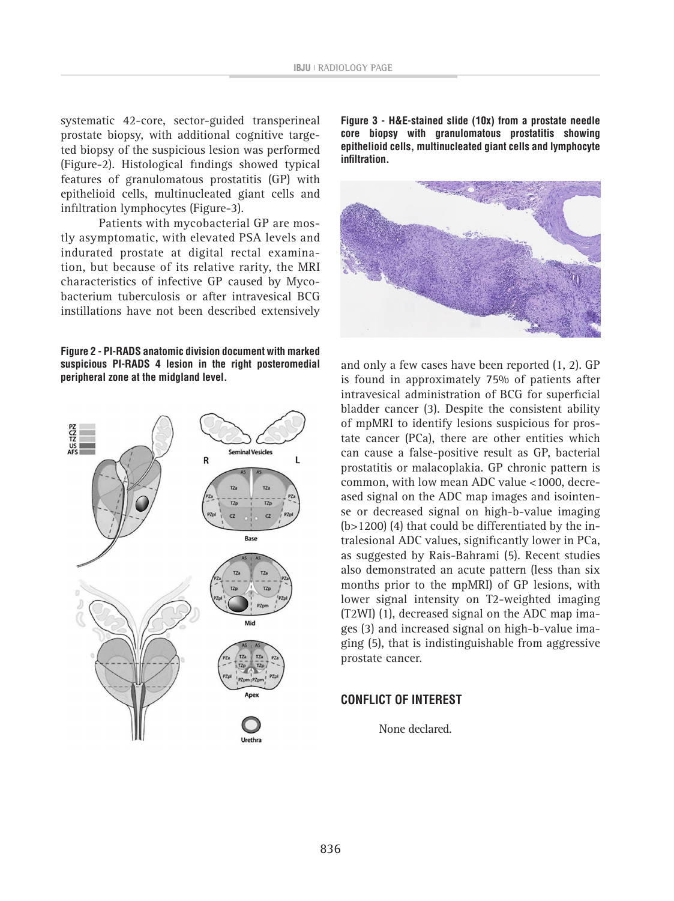systematic 42-core, sector-guided transperineal prostate biopsy, with additional cognitive targeted biopsy of the suspicious lesion was performed (Figure-2). Histological findings showed typical features of granulomatous prostatitis (GP) with epithelioid cells, multinucleated giant cells and infiltration lymphocytes (Figure-3).

Patients with mycobacterial GP are mostly asymptomatic, with elevated PSA levels and indurated prostate at digital rectal examination, but because of its relative rarity, the MRI characteristics of infective GP caused by Mycobacterium tuberculosis or after intravesical BCG instillations have not been described extensively and only a few cases have been reported (1, 2). GP is found in approximately 75% of patients after intravesical administration of BCG for superficial bladder cancer (3). Despite the consistent ability of mpMRI to identify lesions suspicious for prostate cancer (PCa), there are other entities which can cause a false-positive result as GP, bacterial prostatitis or malacoplakia. GP chronic pattern is common, with low mean ADC value <1000, decreased signal on the ADC map images and isointense or decreased signal on high-b-value imaging (b>1200) (4) that could be differentiated by the intralesional ADC values, significantly lower in PCa, as suggested by Rais-Bahrami (5). Recent studies also demonstrated an acute pattern (less than six months prior to the mpMRI) of GP lesions, with lower signal intensity on T2-weighted imaging (T2WI) (1), decreased signal on the ADC map images (3) and increased signal on high-b-value imaging (5), that is indistinguishable from aggressive prostate cancer.

**Figure 2 - PI-RADS anatomic division document with marked suspicious PI-RADS 4 lesion in the right posteromedial peripheral zone at the midgland level.**

**Figure 3 - H&E-stained slide (10x) from a prostate needle core biopsy with granulomatous prostatitis showing epithelioid cells, multinucleated giant cells and lymphocyte infiltration.**

## CONFLICT OF INTEREST

None declared.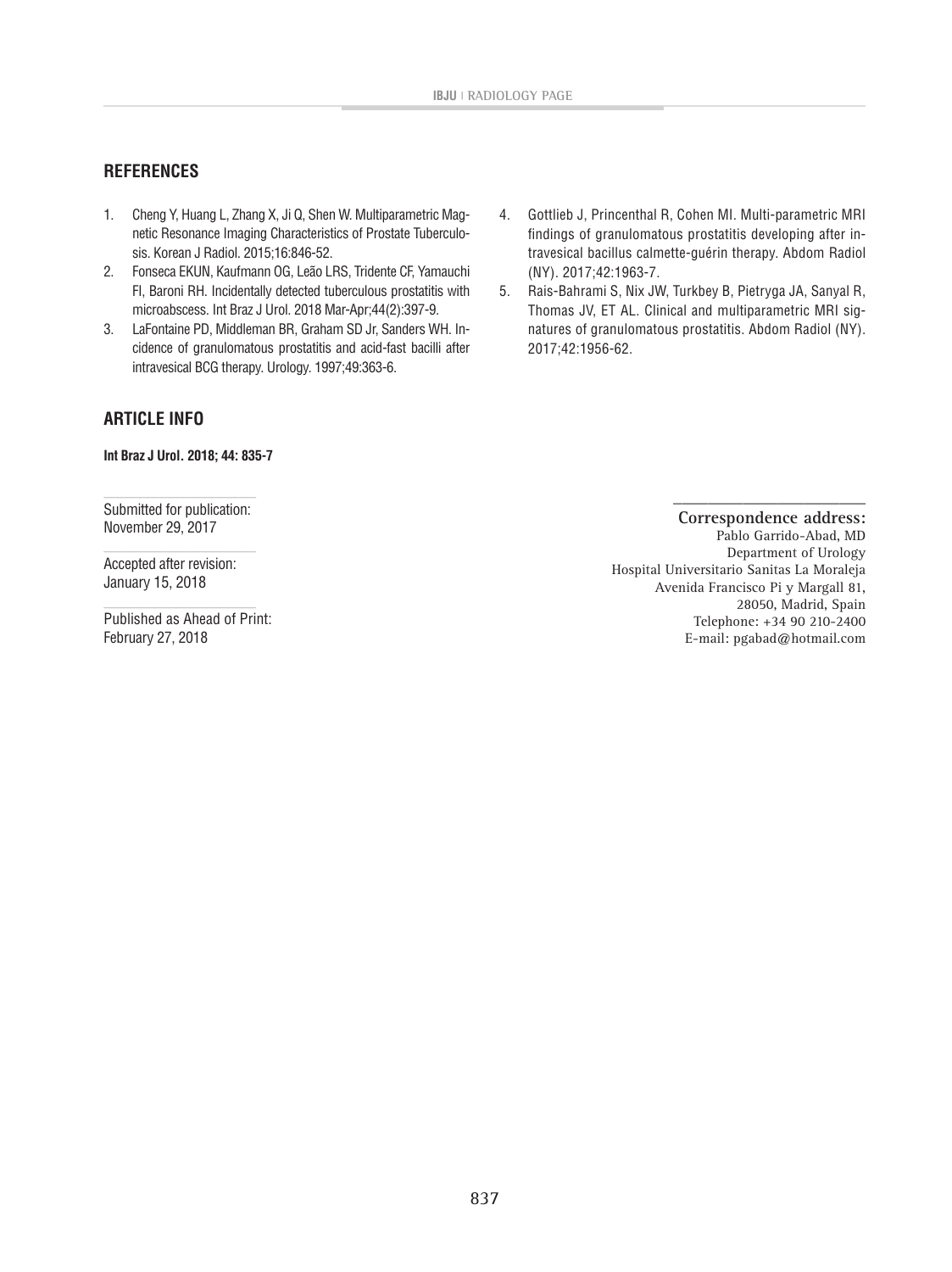## REFERENCES

1. Cheng Y, Huang L, Zhang X, Ji Q, Shen W. Multiparametric Magnetic Resonance Imaging Characteristics of Prostate Tuberculosis. Korean J Radiol. 2015;16:846-52.
2. Fonseca EKUN, Kaufmann OG, Leão LRS, Tridente CF, Yamauchi FI, Baroni RH. Incidentally detected tuberculous prostatitis with microabscess. Int Braz J Urol. 2018 Mar-Apr;44(2):397-9.
3. LaFontaine PD, Middleman BR, Graham SD Jr, Sanders WH. Incidence of granulomatous prostatitis and acid-fast bacilli after intravesical BCG therapy. Urology. 1997;49:363-6.
4. Gottlieb J, Princenthal R, Cohen MI. Multi-parametric MRI findings of granulomatous prostatitis developing after intravesical bacillus calmette-guérin therapy. Abdom Radiol (NY). 2017;42:1963-7.
5. Rais-Bahrami S, Nix JW, Turkbey B, Pietryga JA, Sanyal R, Thomas JV, ET AL. Clinical and multiparametric MRI signatures of granulomatous prostatitis. Abdom Radiol (NY). 2017;42:1956-62.

## ARTICLE INFO

**Int Braz J Urol. 2018; 44: 835-7**

Submitted for publication:
November 29, 2017

Accepted after revision:
January 15, 2018

Published as Ahead of Print:
February 27, 2018

**Correspondence address:**
Pablo Garrido-Abad, MD
Department of Urology
Hospital Universitario Sanitas La Moraleja
Avenida Francisco Pi y Margall 81,
28050, Madrid, Spain
Telephone: +34 90 210-2400
E-mail: pgabad@hotmail.com